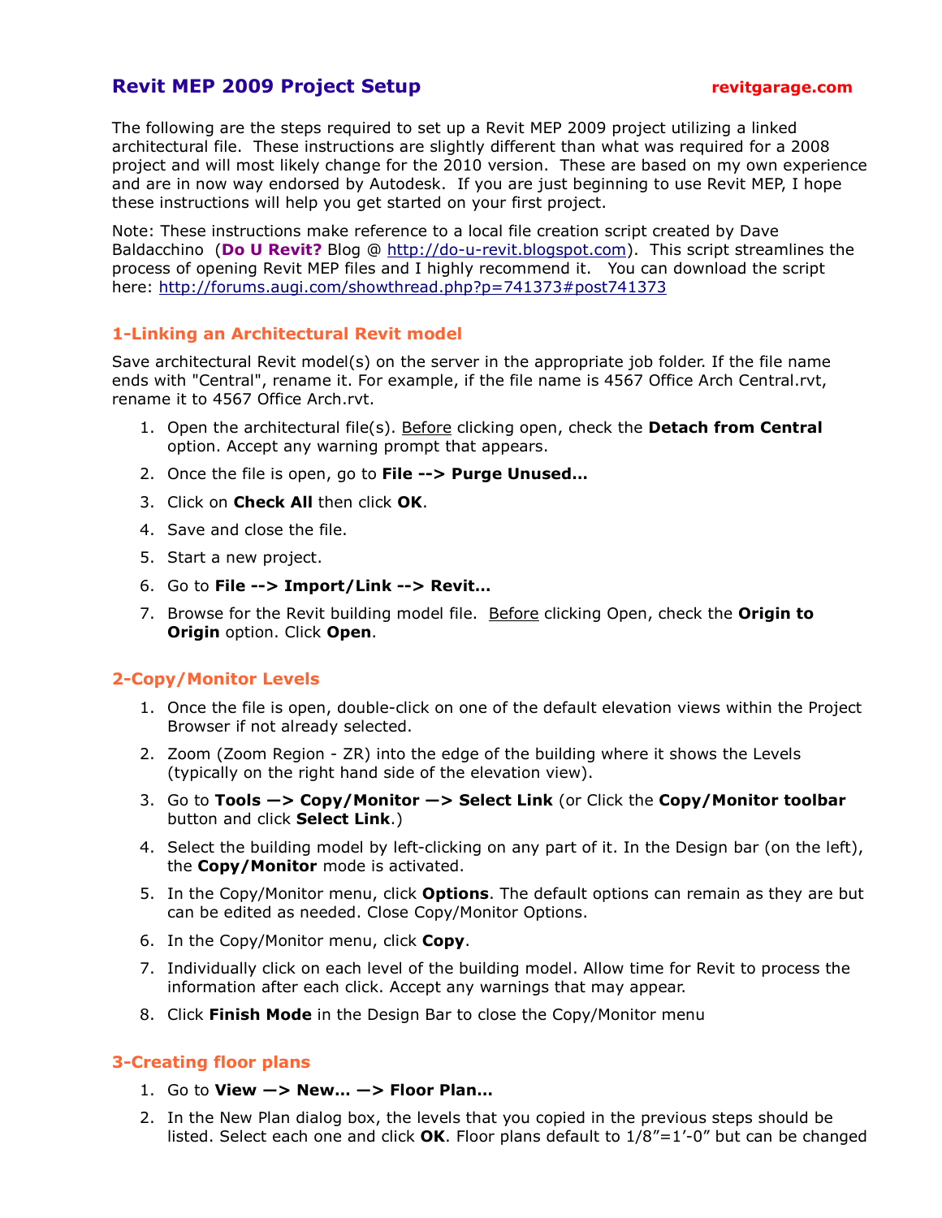# Revit MEP 2009 Project Setup

revitgarage.com

The following are the steps required to set up a Revit MEP 2009 project utilizing a linked architectural file. These instructions are slightly different than what was required for a 2008 project and will most likely change for the 2010 version. These are based on my own experience and are in now way endorsed by Autodesk. If you are just beginning to use Revit MEP, I hope these instructions will help you get started on your first project.

Note: These instructions make reference to a local file creation script created by Dave Baldacchino (**Do U Revit?** Blog @ http://do-u-revit.blogspot.com). This script streamlines the process of opening Revit MEP files and I highly recommend it. You can download the script here: http://forums.augi.com/showthread.php?p=741373#post741373

## 1-Linking an Architectural Revit model

Save architectural Revit model(s) on the server in the appropriate job folder. If the file name ends with "Central", rename it. For example, if the file name is 4567 Office Arch Central.rvt, rename it to 4567 Office Arch.rvt.

1. Open the architectural file(s). Before clicking open, check the **Detach from Central** option. Accept any warning prompt that appears.
2. Once the file is open, go to **File --> Purge Unused…**
3. Click on **Check All** then click **OK**.
4. Save and close the file.
5. Start a new project.
6. Go to **File --> Import/Link --> Revit…**
7. Browse for the Revit building model file. Before clicking Open, check the **Origin to Origin** option. Click **Open**.

## 2-Copy/Monitor Levels

1. Once the file is open, double-click on one of the default elevation views within the Project Browser if not already selected.
2. Zoom (Zoom Region - ZR) into the edge of the building where it shows the Levels (typically on the right hand side of the elevation view).
3. Go to **Tools —> Copy/Monitor —> Select Link** (or Click the **Copy/Monitor toolbar** button and click **Select Link**.)
4. Select the building model by left-clicking on any part of it. In the Design bar (on the left), the **Copy/Monitor** mode is activated.
5. In the Copy/Monitor menu, click **Options**. The default options can remain as they are but can be edited as needed. Close Copy/Monitor Options.
6. In the Copy/Monitor menu, click **Copy**.
7. Individually click on each level of the building model. Allow time for Revit to process the information after each click. Accept any warnings that may appear.
8. Click **Finish Mode** in the Design Bar to close the Copy/Monitor menu

## 3-Creating floor plans

1. Go to **View —> New… —> Floor Plan…**
2. In the New Plan dialog box, the levels that you copied in the previous steps should be listed. Select each one and click **OK**. Floor plans default to 1/8"=1'-0" but can be changed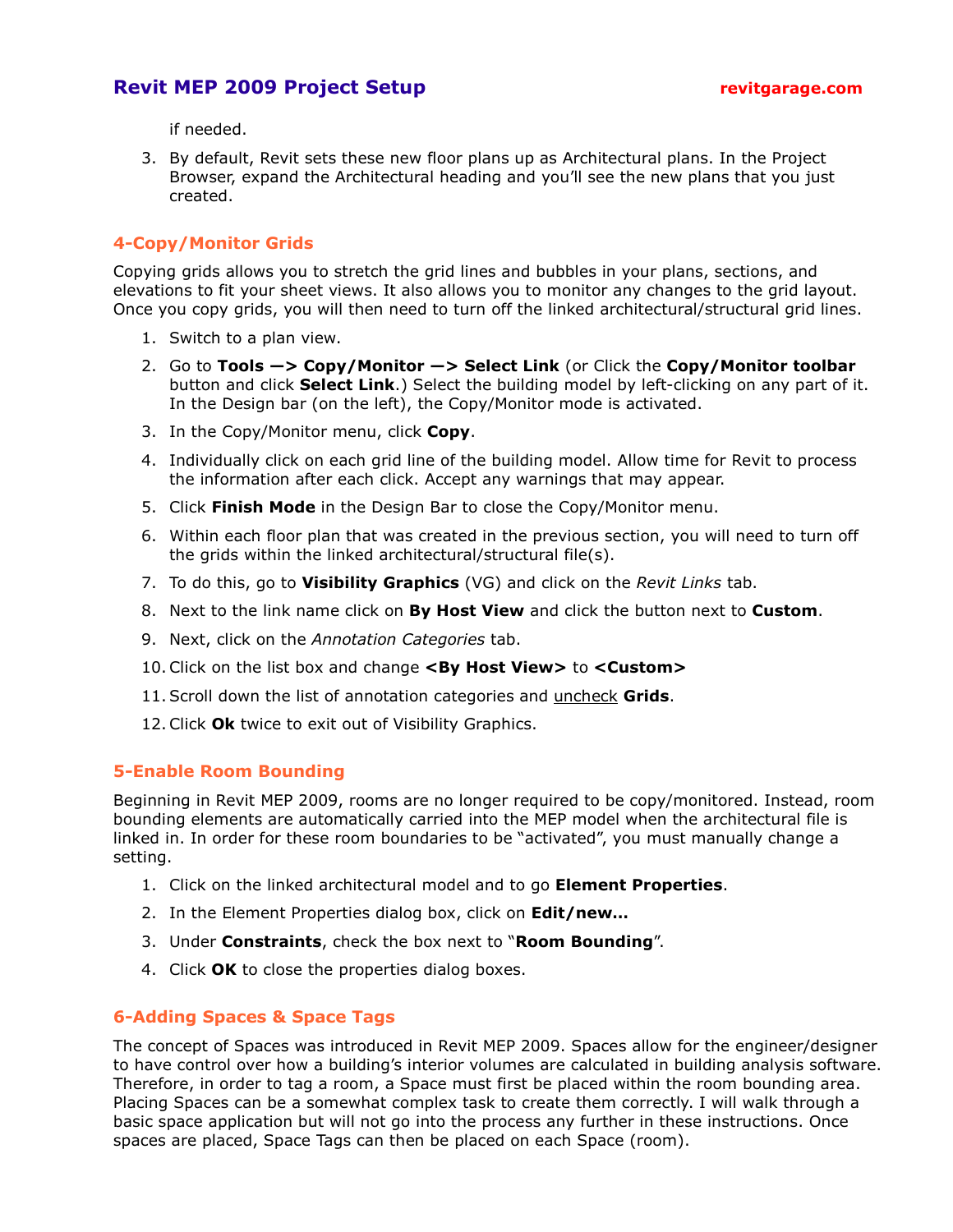if needed.

3. By default, Revit sets these new floor plans up as Architectural plans. In the Project Browser, expand the Architectural heading and you'll see the new plans that you just created.

## 4-Copy/Monitor Grids

Copying grids allows you to stretch the grid lines and bubbles in your plans, sections, and elevations to fit your sheet views. It also allows you to monitor any changes to the grid layout. Once you copy grids, you will then need to turn off the linked architectural/structural grid lines.

1. Switch to a plan view.
2. Go to **Tools —> Copy/Monitor —> Select Link** (or Click the **Copy/Monitor toolbar** button and click **Select Link**.) Select the building model by left-clicking on any part of it. In the Design bar (on the left), the Copy/Monitor mode is activated.
3. In the Copy/Monitor menu, click **Copy**.
4. Individually click on each grid line of the building model. Allow time for Revit to process the information after each click. Accept any warnings that may appear.
5. Click **Finish Mode** in the Design Bar to close the Copy/Monitor menu.
6. Within each floor plan that was created in the previous section, you will need to turn off the grids within the linked architectural/structural file(s).
7. To do this, go to **Visibility Graphics** (VG) and click on the *Revit Links* tab.
8. Next to the link name click on **By Host View** and click the button next to **Custom**.
9. Next, click on the *Annotation Categories* tab.
10. Click on the list box and change **<By Host View>** to **<Custom>**
11. Scroll down the list of annotation categories and uncheck **Grids**.
12. Click **Ok** twice to exit out of Visibility Graphics.

## 5-Enable Room Bounding

Beginning in Revit MEP 2009, rooms are no longer required to be copy/monitored. Instead, room bounding elements are automatically carried into the MEP model when the architectural file is linked in. In order for these room boundaries to be "activated", you must manually change a setting.

1. Click on the linked architectural model and to go **Element Properties**.
2. In the Element Properties dialog box, click on **Edit/new…**
3. Under **Constraints**, check the box next to "**Room Bounding**".
4. Click **OK** to close the properties dialog boxes.

## 6-Adding Spaces & Space Tags

The concept of Spaces was introduced in Revit MEP 2009. Spaces allow for the engineer/designer to have control over how a building's interior volumes are calculated in building analysis software. Therefore, in order to tag a room, a Space must first be placed within the room bounding area. Placing Spaces can be a somewhat complex task to create them correctly. I will walk through a basic space application but will not go into the process any further in these instructions. Once spaces are placed, Space Tags can then be placed on each Space (room).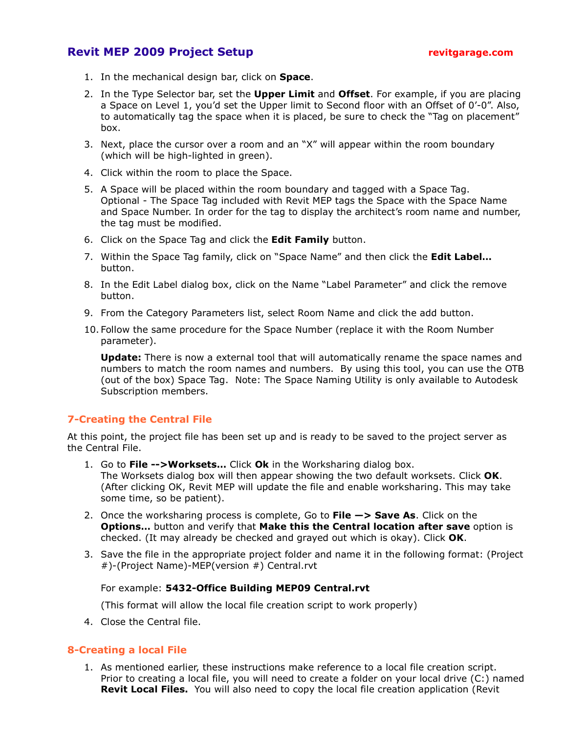1. In the mechanical design bar, click on **Space**.
2. In the Type Selector bar, set the **Upper Limit** and **Offset**. For example, if you are placing a Space on Level 1, you'd set the Upper limit to Second floor with an Offset of 0'-0". Also, to automatically tag the space when it is placed, be sure to check the "Tag on placement" box.
3. Next, place the cursor over a room and an "X" will appear within the room boundary (which will be high-lighted in green).
4. Click within the room to place the Space.
5. A Space will be placed within the room boundary and tagged with a Space Tag.
   Optional - The Space Tag included with Revit MEP tags the Space with the Space Name and Space Number. In order for the tag to display the architect's room name and number, the tag must be modified.
6. Click on the Space Tag and click the **Edit Family** button.
7. Within the Space Tag family, click on "Space Name" and then click the **Edit Label...** button.
8. In the Edit Label dialog box, click on the Name "Label Parameter" and click the remove button.
9. From the Category Parameters list, select Room Name and click the add button.
10. Follow the same procedure for the Space Number (replace it with the Room Number parameter).

    **Update:** There is now a external tool that will automatically rename the space names and numbers to match the room names and numbers. By using this tool, you can use the OTB (out of the box) Space Tag. Note: The Space Naming Utility is only available to Autodesk Subscription members.

## 7-Creating the Central File

At this point, the project file has been set up and is ready to be saved to the project server as the Central File.

1. Go to **File -->Worksets...** Click **Ok** in the Worksharing dialog box.
   The Worksets dialog box will then appear showing the two default worksets. Click **OK**. (After clicking OK, Revit MEP will update the file and enable worksharing. This may take some time, so be patient).
2. Once the worksharing process is complete, Go to **File —> Save As**. Click on the **Options...** button and verify that **Make this the Central location after save** option is checked. (It may already be checked and grayed out which is okay). Click **OK**.
3. Save the file in the appropriate project folder and name it in the following format: (Project #)-(Project Name)-MEP(version #) Central.rvt

   For example: **5432-Office Building MEP09 Central.rvt**

   (This format will allow the local file creation script to work properly)
4. Close the Central file.

## 8-Creating a local File

1. As mentioned earlier, these instructions make reference to a local file creation script. Prior to creating a local file, you will need to create a folder on your local drive (C:) named **Revit Local Files.** You will also need to copy the local file creation application (Revit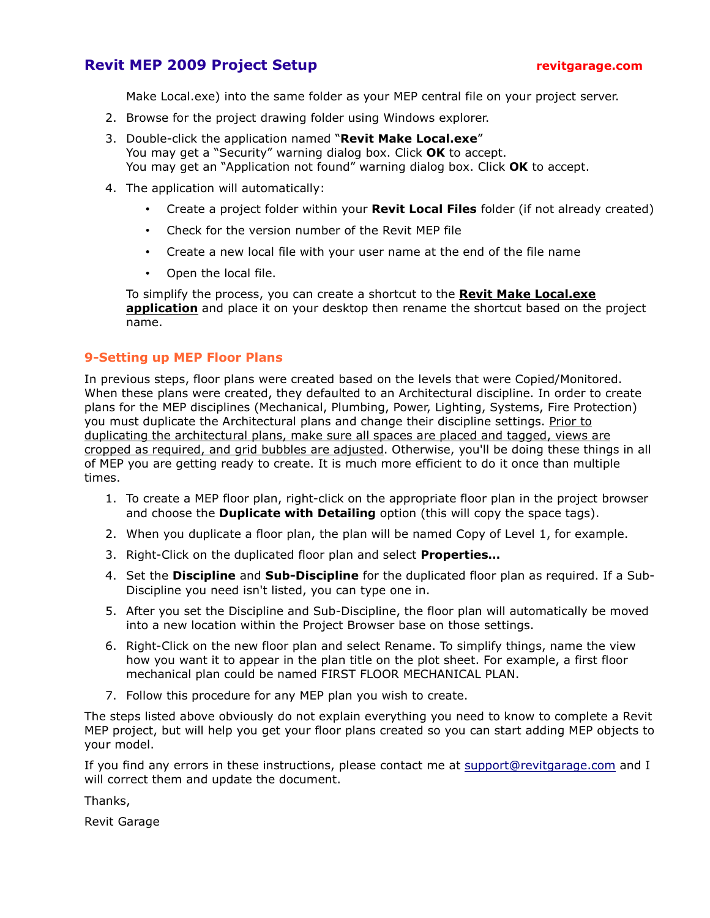Make Local.exe) into the same folder as your MEP central file on your project server.

2. Browse for the project drawing folder using Windows explorer.
3. Double-click the application named "**Revit Make Local.exe**"
   You may get a "Security" warning dialog box. Click **OK** to accept.
   You may get an "Application not found" warning dialog box. Click **OK** to accept.
4. The application will automatically:
   - Create a project folder within your **Revit Local Files** folder (if not already created)
   - Check for the version number of the Revit MEP file
   - Create a new local file with your user name at the end of the file name
   - Open the local file.

   To simplify the process, you can create a shortcut to the **Revit Make Local.exe application** and place it on your desktop then rename the shortcut based on the project name.

## 9-Setting up MEP Floor Plans

In previous steps, floor plans were created based on the levels that were Copied/Monitored. When these plans were created, they defaulted to an Architectural discipline. In order to create plans for the MEP disciplines (Mechanical, Plumbing, Power, Lighting, Systems, Fire Protection) you must duplicate the Architectural plans and change their discipline settings. Prior to duplicating the architectural plans, make sure all spaces are placed and tagged, views are cropped as required, and grid bubbles are adjusted. Otherwise, you'll be doing these things in all of MEP you are getting ready to create. It is much more efficient to do it once than multiple times.

1. To create a MEP floor plan, right-click on the appropriate floor plan in the project browser and choose the **Duplicate with Detailing** option (this will copy the space tags).
2. When you duplicate a floor plan, the plan will be named Copy of Level 1, for example.
3. Right-Click on the duplicated floor plan and select **Properties…**
4. Set the **Discipline** and **Sub-Discipline** for the duplicated floor plan as required. If a Sub-Discipline you need isn't listed, you can type one in.
5. After you set the Discipline and Sub-Discipline, the floor plan will automatically be moved into a new location within the Project Browser base on those settings.
6. Right-Click on the new floor plan and select Rename. To simplify things, name the view how you want it to appear in the plan title on the plot sheet. For example, a first floor mechanical plan could be named FIRST FLOOR MECHANICAL PLAN.
7. Follow this procedure for any MEP plan you wish to create.

The steps listed above obviously do not explain everything you need to know to complete a Revit MEP project, but will help you get your floor plans created so you can start adding MEP objects to your model.

If you find any errors in these instructions, please contact me at support@revitgarage.com and I will correct them and update the document.

Thanks,

Revit Garage